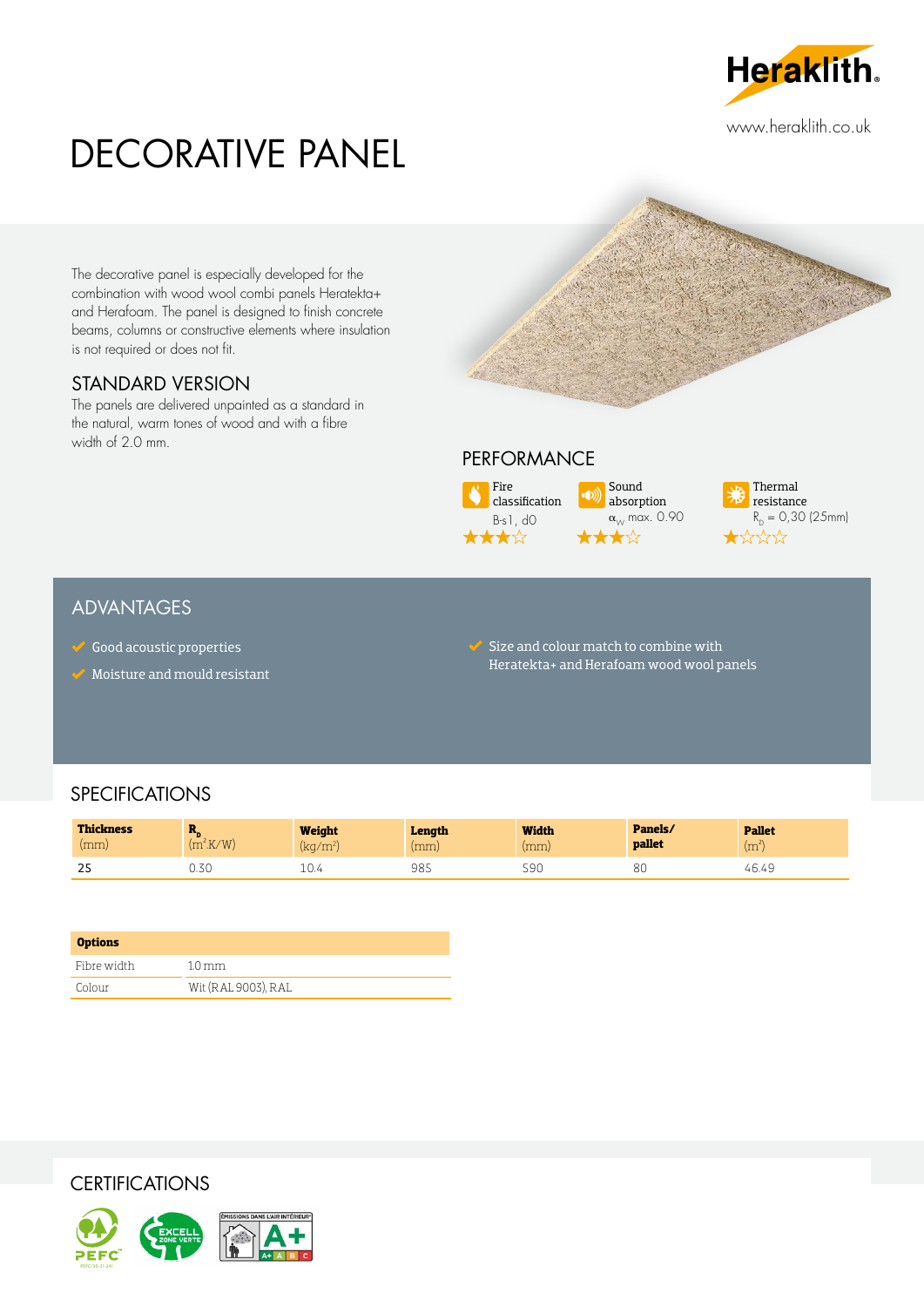# DECORATIVE PANEL

www.heraklith.co.uk

The decorative panel is especially developed for the combination with wood wool combi panels Heratekta+ and Herafoam. The panel is designed to finish concrete beams, columns or constructive elements where insulation is not required or does not fit.

## STANDARD VERSION

The panels are delivered unpainted as a standard in the natural, warm tones of wood and with a fibre width of 2.0 mm.

## PERFORMANCE

| Fire classification | Sound absorption | Thermal resistance |
|---|---|---|
| B-s1, d0 | $\alpha_w$ max. 0.90 | $R_D$ = 0,30 (25mm) |
| ★★★☆ | ★★★☆ | ★☆☆☆ |

## ADVANTAGES

- Good acoustic properties
- Moisture and mould resistant
- Size and colour match to combine with Heratekta+ and Herafoam wood wool panels

## SPECIFICATIONS

| **Thickness** (mm) | **$R_D$** ($m^2$.K/W) | **Weight** (kg/$m^2$) | **Length** (mm) | **Width** (mm) | **Panels/ pallet** | **Pallet** ($m^2$) |
|---|---|---|---|---|---|---|
| 25 | 0.30 | 10.4 | 985 | 590 | 80 | 46.49 |

| **Options** | |
|---|---|
| Fibre width | 1.0 mm |
| Colour | Wit (RAL 9003), RAL |

## CERTIFICATIONS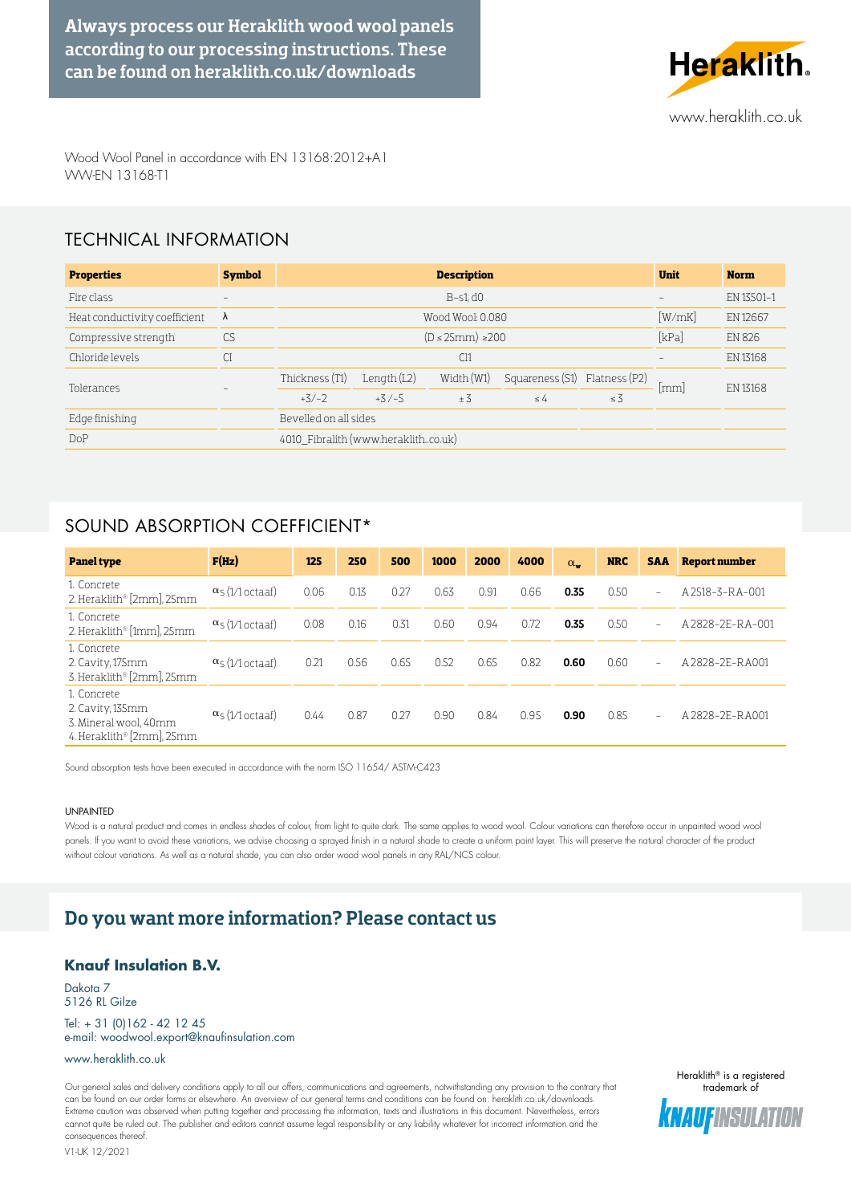**Always process our Heraklith wood wool panels according to our processing instructions. These can be found on heraklith.co.uk/downloads**

Heraklith

www.heraklith.co.uk

Wood Wool Panel in accordance with EN 13168:2012+A1
WW-EN 13168-T1

## TECHNICAL INFORMATION

| Properties | Symbol | Description | | | | | Unit | Norm |
|---|---|---|---|---|---|---|---|---|
| Fire class | – | B-s1, d0 | | | | | – | EN 13501-1 |
| Heat conductivity coefficient | λ | Wood Wool: 0.080 | | | | | [W/mK] | EN 12667 |
| Compressive strength | CS | (D ≤ 25mm) ≥200 | | | | | [kPa] | EN 826 |
| Chloride levels | Cl | Cl1 | | | | | – | EN 13168 |
| Tolerances | – | Thickness (T1) | Length (L2) | Width (W1) | Squareness (S1) | Flatness (P2) | [mm] | EN 13168 |
| | | +3/-2 | +3/-5 | ± 3 | ≤ 4 | ≤ 3 | | |
| Edge finishing | | Bevelled on all sides | | | | | | |
| DoP | | 4010_Fibralith (www.heraklith..co.uk) | | | | | | |

## SOUND ABSORPTION COEFFICIENT*

| Panel type | F(Hz) | 125 | 250 | 500 | 1000 | 2000 | 4000 | $\alpha_w$ | NRC | SAA | Report number |
|---|---|---|---|---|---|---|---|---|---|---|---|
| 1. Concrete<br>2. Heraklith® [2mm], 25mm | $\alpha_S$ (1/1 octaaf) | 0.06 | 0.13 | 0.27 | 0.63 | 0.91 | 0.66 | **0.35** | 0.50 | – | A 2518-3-RA-001 |
| 1. Concrete<br>2. Heraklith® [1mm], 25mm | $\alpha_S$ (1/1 octaaf) | 0.08 | 0.16 | 0.31 | 0.60 | 0.94 | 0.72 | **0.35** | 0.50 | – | A 2828-2E-RA-001 |
| 1. Concrete<br>2. Cavity, 175mm<br>3. Heraklith® [2mm], 25mm | $\alpha_S$ (1/1 octaaf) | 0.21 | 0.56 | 0.65 | 0.52 | 0.65 | 0.82 | **0.60** | 0.60 | – | A 2828-2E-RA001 |
| 1. Concrete<br>2. Cavity, 135mm<br>3. Mineral wool, 40mm<br>4. Heraklith® [2mm], 25mm | $\alpha_S$ (1/1 octaaf) | 0.44 | 0.87 | 0.27 | 0.90 | 0.84 | 0.95 | **0.90** | 0.85 | – | A 2828-2E-RA001 |

Sound absorption tests have been executed in accordance with the norm ISO 11654/ ASTM-C423

UNPAINTED

Wood is a natural product and comes in endless shades of colour, from light to quite dark. The same applies to wood wool. Colour variations can therefore occur in unpainted wood wool panels. If you want to avoid these variations, we advise choosing a sprayed finish in a natural shade to create a uniform paint layer. This will preserve the natural character of the product without colour variations. As well as a natural shade, you can also order wood wool panels in any RAL/NCS colour.

## Do you want more information? Please contact us

### Knauf Insulation B.V.

Dakota 7
5126 RL Gilze

Tel: + 31 (0)162 - 42 12 45
e-mail: woodwool.export@knaufinsulation.com

www.heraklith.co.uk

Our general sales and delivery conditions apply to all our offers, communications and agreements, notwithstanding any provision to the contrary that can be found on our order forms or elsewhere. An overview of our general terms and conditions can be found on: heraklith.co.uk/downloads. Extreme caution was observed when putting together and processing the information, texts and illustrations in this document. Nevertheless, errors cannot quite be ruled out. The publisher and editors cannot assume legal responsibility or any liability whatever for incorrect information and the consequences thereof.

V1-UK 12/2021

Heraklith® is a registered trademark of KNAUF INSULATION